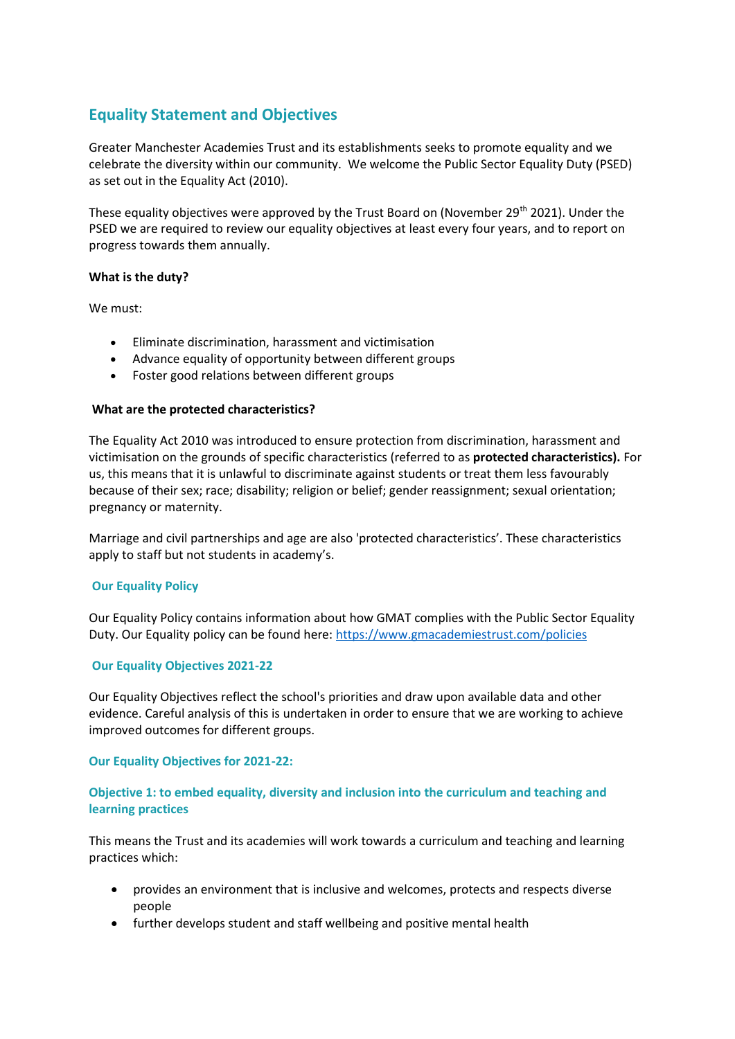## Equality Statement and Objectives

Greater Manchester Academies Trust and its establishments seeks to promote equality and we celebrate the diversity within our community. We welcome the Public Sector Equality Duty (PSED) as set out in the Equality Act (2010).

These equality objectives were approved by the Trust Board on (November 29th 2021). Under the PSED we are required to review our equality objectives at least every four years, and to report on progress towards them annually.

**What is the duty?**

We must:

- Eliminate discrimination, harassment and victimisation
- Advance equality of opportunity between different groups
- Foster good relations between different groups

**What are the protected characteristics?**

The Equality Act 2010 was introduced to ensure protection from discrimination, harassment and victimisation on the grounds of specific characteristics (referred to as **protected characteristics).** For us, this means that it is unlawful to discriminate against students or treat them less favourably because of their sex; race; disability; religion or belief; gender reassignment; sexual orientation; pregnancy or maternity.

Marriage and civil partnerships and age are also 'protected characteristics'. These characteristics apply to staff but not students in academy's.

### Our Equality Policy

Our Equality Policy contains information about how GMAT complies with the Public Sector Equality Duty. Our Equality policy can be found here: https://www.gmacademiestrust.com/policies

### Our Equality Objectives 2021-22

Our Equality Objectives reflect the school's priorities and draw upon available data and other evidence. Careful analysis of this is undertaken in order to ensure that we are working to achieve improved outcomes for different groups.

### Our Equality Objectives for 2021-22:

#### Objective 1: to embed equality, diversity and inclusion into the curriculum and teaching and learning practices

This means the Trust and its academies will work towards a curriculum and teaching and learning practices which:

- provides an environment that is inclusive and welcomes, protects and respects diverse people
- further develops student and staff wellbeing and positive mental health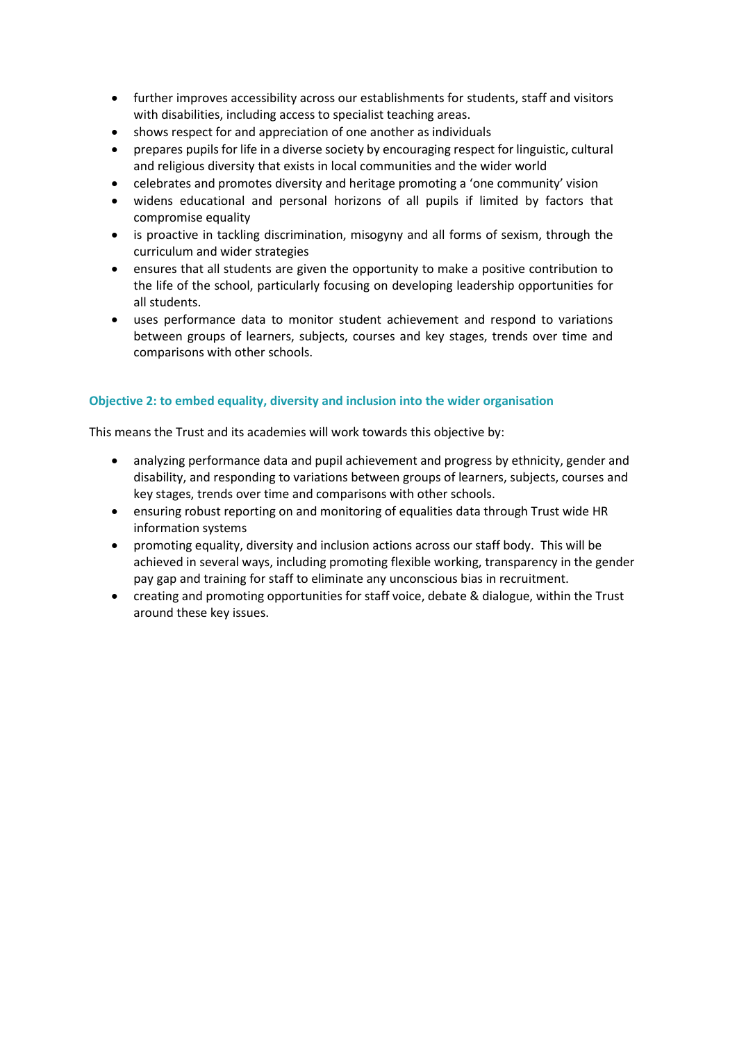- further improves accessibility across our establishments for students, staff and visitors with disabilities, including access to specialist teaching areas.
- shows respect for and appreciation of one another as individuals
- prepares pupils for life in a diverse society by encouraging respect for linguistic, cultural and religious diversity that exists in local communities and the wider world
- celebrates and promotes diversity and heritage promoting a 'one community' vision
- widens educational and personal horizons of all pupils if limited by factors that compromise equality
- is proactive in tackling discrimination, misogyny and all forms of sexism, through the curriculum and wider strategies
- ensures that all students are given the opportunity to make a positive contribution to the life of the school, particularly focusing on developing leadership opportunities for all students.
- uses performance data to monitor student achievement and respond to variations between groups of learners, subjects, courses and key stages, trends over time and comparisons with other schools.

### Objective 2: to embed equality, diversity and inclusion into the wider organisation

This means the Trust and its academies will work towards this objective by:

- analyzing performance data and pupil achievement and progress by ethnicity, gender and disability, and responding to variations between groups of learners, subjects, courses and key stages, trends over time and comparisons with other schools.
- ensuring robust reporting on and monitoring of equalities data through Trust wide HR information systems
- promoting equality, diversity and inclusion actions across our staff body. This will be achieved in several ways, including promoting flexible working, transparency in the gender pay gap and training for staff to eliminate any unconscious bias in recruitment.
- creating and promoting opportunities for staff voice, debate & dialogue, within the Trust around these key issues.